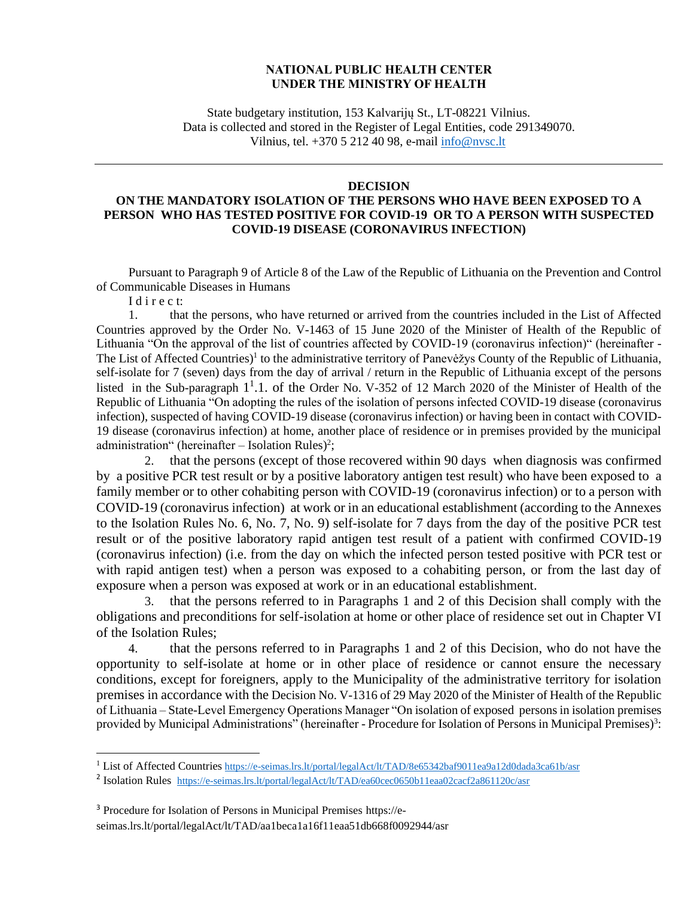**NATIONAL PUBLIC HEALTH CENTER**
**UNDER THE MINISTRY OF HEALTH**

State budgetary institution, 153 Kalvarijų St., LT-08221 Vilnius.
Data is collected and stored in the Register of Legal Entities, code 291349070.
Vilnius, tel. +370 5 212 40 98, e-mail info@nvsc.lt

---

# DECISION
## ON THE MANDATORY ISOLATION OF THE PERSONS WHO HAVE BEEN EXPOSED TO A PERSON WHO HAS TESTED POSITIVE FOR COVID-19 OR TO A PERSON WITH SUSPECTED COVID-19 DISEASE (CORONAVIRUS INFECTION)

Pursuant to Paragraph 9 of Article 8 of the Law of the Republic of Lithuania on the Prevention and Control of Communicable Diseases in Humans

I d i r e c t:

1. that the persons, who have returned or arrived from the countries included in the List of Affected Countries approved by the Order No. V-1463 of 15 June 2020 of the Minister of Health of the Republic of Lithuania "On the approval of the list of countries affected by COVID-19 (coronavirus infection)" (hereinafter - The List of Affected Countries)[1] to the administrative territory of Panevėžys County of the Republic of Lithuania, self-isolate for 7 (seven) days from the day of arrival / return in the Republic of Lithuania except of the persons listed in the Sub-paragraph $1^1$.1. of the Order No. V-352 of 12 March 2020 of the Minister of Health of the Republic of Lithuania "On adopting the rules of the isolation of persons infected COVID-19 disease (coronavirus infection), suspected of having COVID-19 disease (coronavirus infection) or having been in contact with COVID-19 disease (coronavirus infection) at home, another place of residence or in premises provided by the municipal administration" (hereinafter – Isolation Rules)[2];

2. that the persons (except of those recovered within 90 days when diagnosis was confirmed by a positive PCR test result or by a positive laboratory antigen test result) who have been exposed to a family member or to other cohabiting person with COVID-19 (coronavirus infection) or to a person with COVID-19 (coronavirus infection) at work or in an educational establishment (according to the Annexes to the Isolation Rules No. 6, No. 7, No. 9) self-isolate for 7 days from the day of the positive PCR test result or of the positive laboratory rapid antigen test result of a patient with confirmed COVID-19 (coronavirus infection) (i.e. from the day on which the infected person tested positive with PCR test or with rapid antigen test) when a person was exposed to a cohabiting person, or from the last day of exposure when a person was exposed at work or in an educational establishment.

3. that the persons referred to in Paragraphs 1 and 2 of this Decision shall comply with the obligations and preconditions for self-isolation at home or other place of residence set out in Chapter VI of the Isolation Rules;

4. that the persons referred to in Paragraphs 1 and 2 of this Decision, who do not have the opportunity to self-isolate at home or in other place of residence or cannot ensure the necessary conditions, except for foreigners, apply to the Municipality of the administrative territory for isolation premises in accordance with the Decision No. V-1316 of 29 May 2020 of the Minister of Health of the Republic of Lithuania – State-Level Emergency Operations Manager "On isolation of exposed persons in isolation premises provided by Municipal Administrations" (hereinafter - Procedure for Isolation of Persons in Municipal Premises)[3]:

---

[1] List of Affected Countries https://e-seimas.lrs.lt/portal/legalAct/lt/TAD/8e65342baf9011ea9a12d0dada3ca61b/asr

[2] Isolation Rules https://e-seimas.lrs.lt/portal/legalAct/lt/TAD/ea60cec0650b11eaa02cacf2a861120c/asr

[3] Procedure for Isolation of Persons in Municipal Premises https://e-seimas.lrs.lt/portal/legalAct/lt/TAD/aa1beca1a16f11eaa51db668f0092944/asr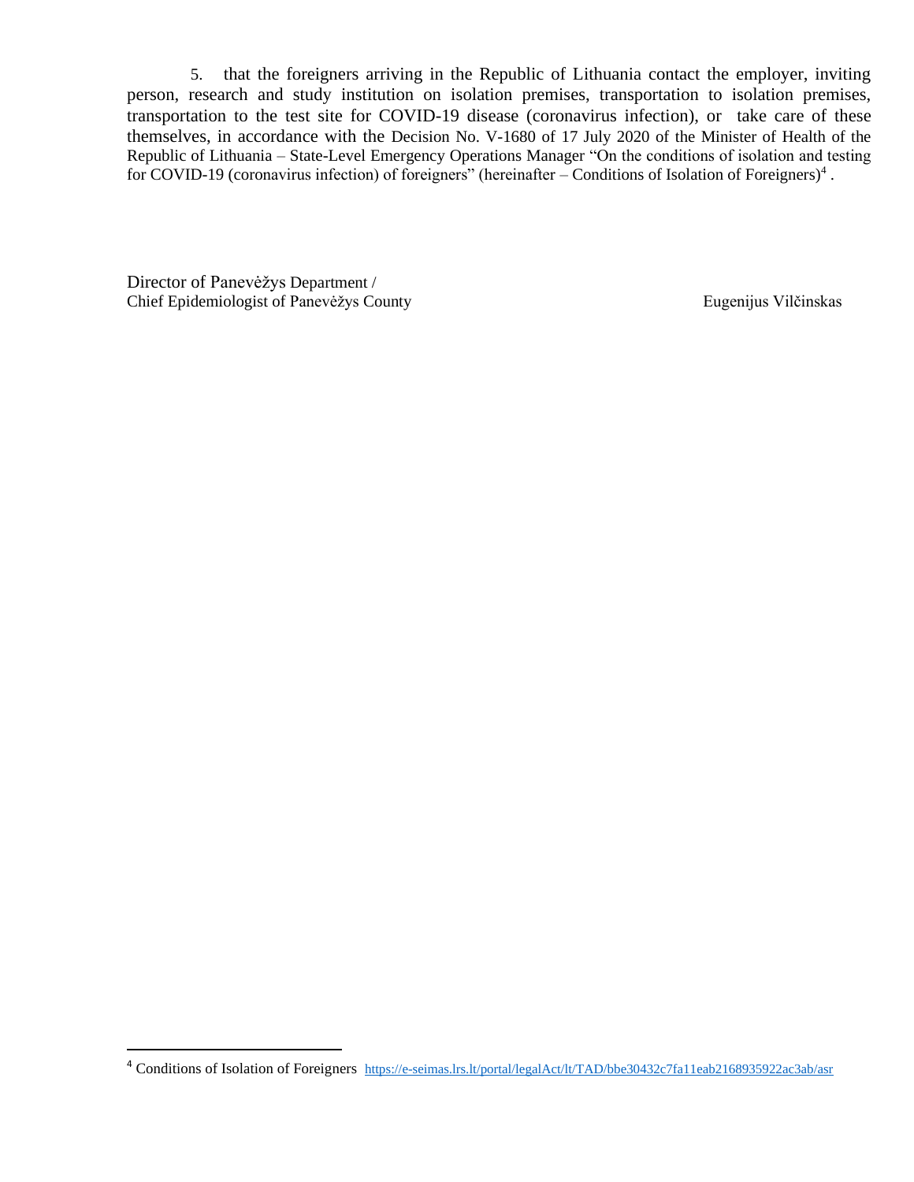5. that the foreigners arriving in the Republic of Lithuania contact the employer, inviting person, research and study institution on isolation premises, transportation to isolation premises, transportation to the test site for COVID-19 disease (coronavirus infection), or take care of these themselves, in accordance with the Decision No. V-1680 of 17 July 2020 of the Minister of Health of the Republic of Lithuania – State-Level Emergency Operations Manager "On the conditions of isolation and testing for COVID-19 (coronavirus infection) of foreigners" (hereinafter – Conditions of Isolation of Foreigners)[4] .

Director of Panevėžys Department /
Chief Epidemiologist of Panevėžys County Eugenijus Vilčinskas

---

[4] Conditions of Isolation of Foreigners https://e-seimas.lrs.lt/portal/legalAct/lt/TAD/bbe30432c7fa11eab2168935922ac3ab/asr